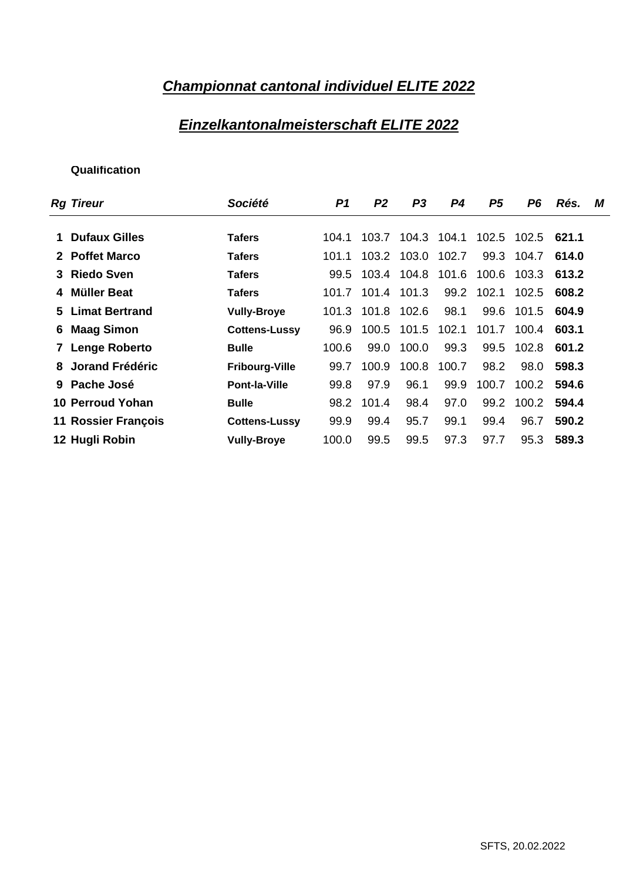# ***Championnat cantonal individuel ELITE 2022***

# ***Einzelkantonalmeisterschaft ELITE 2022***

**Qualification**

| *Rg* | *Tireur* | *Société* | *P1* | *P2* | *P3* | *P4* | *P5* | *P6* | *Rés.* | *M* |
|---|---|---|---|---|---|---|---|---|---|---|
| 1 | **Dufaux Gilles** | **Tafers** | 104.1 | 103.7 | 104.3 | 104.1 | 102.5 | 102.5 | **621.1** | |
| 2 | **Poffet Marco** | **Tafers** | 101.1 | 103.2 | 103.0 | 102.7 | 99.3 | 104.7 | **614.0** | |
| 3 | **Riedo Sven** | **Tafers** | 99.5 | 103.4 | 104.8 | 101.6 | 100.6 | 103.3 | **613.2** | |
| 4 | **Müller Beat** | **Tafers** | 101.7 | 101.4 | 101.3 | 99.2 | 102.1 | 102.5 | **608.2** | |
| 5 | **Limat Bertrand** | **Vully-Broye** | 101.3 | 101.8 | 102.6 | 98.1 | 99.6 | 101.5 | **604.9** | |
| 6 | **Maag Simon** | **Cottens-Lussy** | 96.9 | 100.5 | 101.5 | 102.1 | 101.7 | 100.4 | **603.1** | |
| 7 | **Lenge Roberto** | **Bulle** | 100.6 | 99.0 | 100.0 | 99.3 | 99.5 | 102.8 | **601.2** | |
| 8 | **Jorand Frédéric** | **Fribourg-Ville** | 99.7 | 100.9 | 100.8 | 100.7 | 98.2 | 98.0 | **598.3** | |
| 9 | **Pache José** | **Pont-la-Ville** | 99.8 | 97.9 | 96.1 | 99.9 | 100.7 | 100.2 | **594.6** | |
| 10 | **Perroud Yohan** | **Bulle** | 98.2 | 101.4 | 98.4 | 97.0 | 99.2 | 100.2 | **594.4** | |
| 11 | **Rossier François** | **Cottens-Lussy** | 99.9 | 99.4 | 95.7 | 99.1 | 99.4 | 96.7 | **590.2** | |
| 12 | **Hugli Robin** | **Vully-Broye** | 100.0 | 99.5 | 99.5 | 97.3 | 97.7 | 95.3 | **589.3** | |

SFTS, 20.02.2022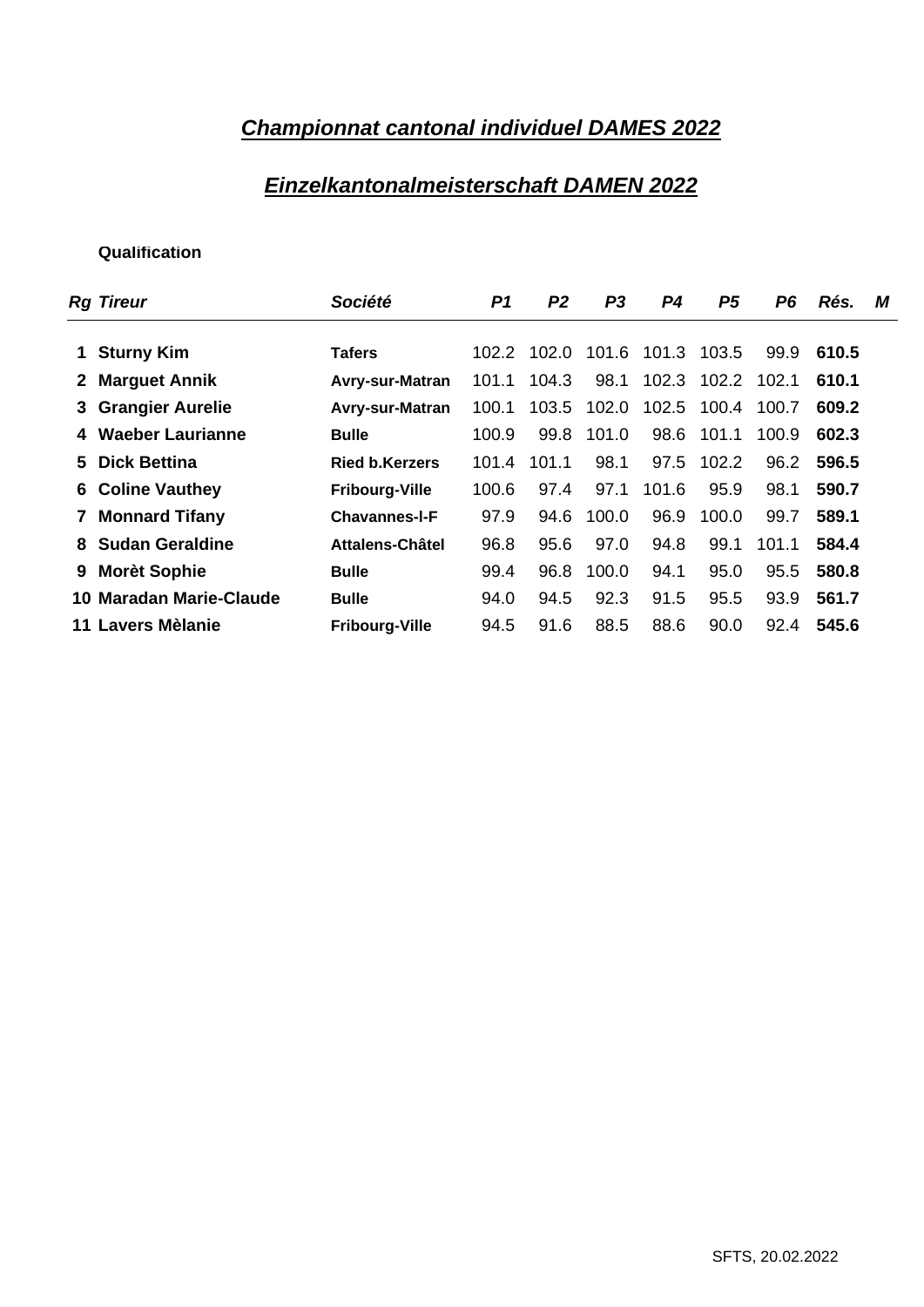# *Championnat cantonal individuel DAMES 2022*

# *Einzelkantonalmeisterschaft DAMEN 2022*

**Qualification**

| *Rg* | *Tireur* | *Société* | *P1* | *P2* | *P3* | *P4* | *P5* | *P6* | *Rés.* | *M* |
|---|---|---|---|---|---|---|---|---|---|---|
| 1 | **Sturny Kim** | **Tafers** | 102.2 | 102.0 | 101.6 | 101.3 | 103.5 | 99.9 | **610.5** | |
| 2 | **Marguet Annik** | **Avry-sur-Matran** | 101.1 | 104.3 | 98.1 | 102.3 | 102.2 | 102.1 | **610.1** | |
| 3 | **Grangier Aurelie** | **Avry-sur-Matran** | 100.1 | 103.5 | 102.0 | 102.5 | 100.4 | 100.7 | **609.2** | |
| 4 | **Waeber Laurianne** | **Bulle** | 100.9 | 99.8 | 101.0 | 98.6 | 101.1 | 100.9 | **602.3** | |
| 5 | **Dick Bettina** | **Ried b.Kerzers** | 101.4 | 101.1 | 98.1 | 97.5 | 102.2 | 96.2 | **596.5** | |
| 6 | **Coline Vauthey** | **Fribourg-Ville** | 100.6 | 97.4 | 97.1 | 101.6 | 95.9 | 98.1 | **590.7** | |
| 7 | **Monnard Tifany** | **Chavannes-l-F** | 97.9 | 94.6 | 100.0 | 96.9 | 100.0 | 99.7 | **589.1** | |
| 8 | **Sudan Geraldine** | **Attalens-Châtel** | 96.8 | 95.6 | 97.0 | 94.8 | 99.1 | 101.1 | **584.4** | |
| 9 | **Morèt Sophie** | **Bulle** | 99.4 | 96.8 | 100.0 | 94.1 | 95.0 | 95.5 | **580.8** | |
| 10 | **Maradan Marie-Claude** | **Bulle** | 94.0 | 94.5 | 92.3 | 91.5 | 95.5 | 93.9 | **561.7** | |
| 11 | **Lavers Mèlanie** | **Fribourg-Ville** | 94.5 | 91.6 | 88.5 | 88.6 | 90.0 | 92.4 | **545.6** | |

SFTS, 20.02.2022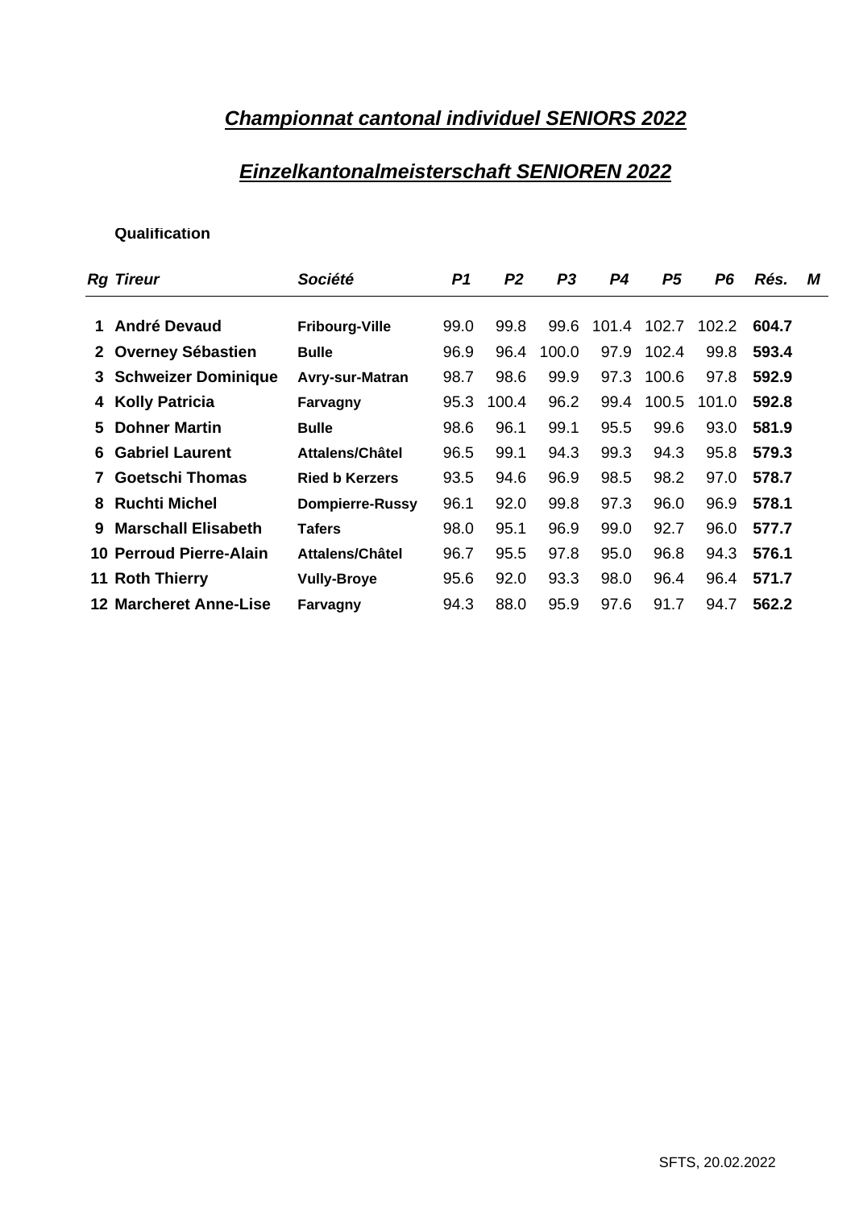# ***Championnat cantonal individuel SENIORS 2022***

# ***Einzelkantonalmeisterschaft SENIOREN 2022***

**Qualification**

| *Rg* | *Tireur* | *Société* | *P1* | *P2* | *P3* | *P4* | *P5* | *P6* | *Rés.* | *M* |
|---|---|---|---|---|---|---|---|---|---|---|
| **1** | **André Devaud** | **Fribourg-Ville** | 99.0 | 99.8 | 99.6 | 101.4 | 102.7 | 102.2 | **604.7** | |
| **2** | **Overney Sébastien** | **Bulle** | 96.9 | 96.4 | 100.0 | 97.9 | 102.4 | 99.8 | **593.4** | |
| **3** | **Schweizer Dominique** | **Avry-sur-Matran** | 98.7 | 98.6 | 99.9 | 97.3 | 100.6 | 97.8 | **592.9** | |
| **4** | **Kolly Patricia** | **Farvagny** | 95.3 | 100.4 | 96.2 | 99.4 | 100.5 | 101.0 | **592.8** | |
| **5** | **Dohner Martin** | **Bulle** | 98.6 | 96.1 | 99.1 | 95.5 | 99.6 | 93.0 | **581.9** | |
| **6** | **Gabriel Laurent** | **Attalens/Châtel** | 96.5 | 99.1 | 94.3 | 99.3 | 94.3 | 95.8 | **579.3** | |
| **7** | **Goetschi Thomas** | **Ried b Kerzers** | 93.5 | 94.6 | 96.9 | 98.5 | 98.2 | 97.0 | **578.7** | |
| **8** | **Ruchti Michel** | **Dompierre-Russy** | 96.1 | 92.0 | 99.8 | 97.3 | 96.0 | 96.9 | **578.1** | |
| **9** | **Marschall Elisabeth** | **Tafers** | 98.0 | 95.1 | 96.9 | 99.0 | 92.7 | 96.0 | **577.7** | |
| **10** | **Perroud Pierre-Alain** | **Attalens/Châtel** | 96.7 | 95.5 | 97.8 | 95.0 | 96.8 | 94.3 | **576.1** | |
| **11** | **Roth Thierry** | **Vully-Broye** | 95.6 | 92.0 | 93.3 | 98.0 | 96.4 | 96.4 | **571.7** | |
| **12** | **Marcheret Anne-Lise** | **Farvagny** | 94.3 | 88.0 | 95.9 | 97.6 | 91.7 | 94.7 | **562.2** | |

SFTS, 20.02.2022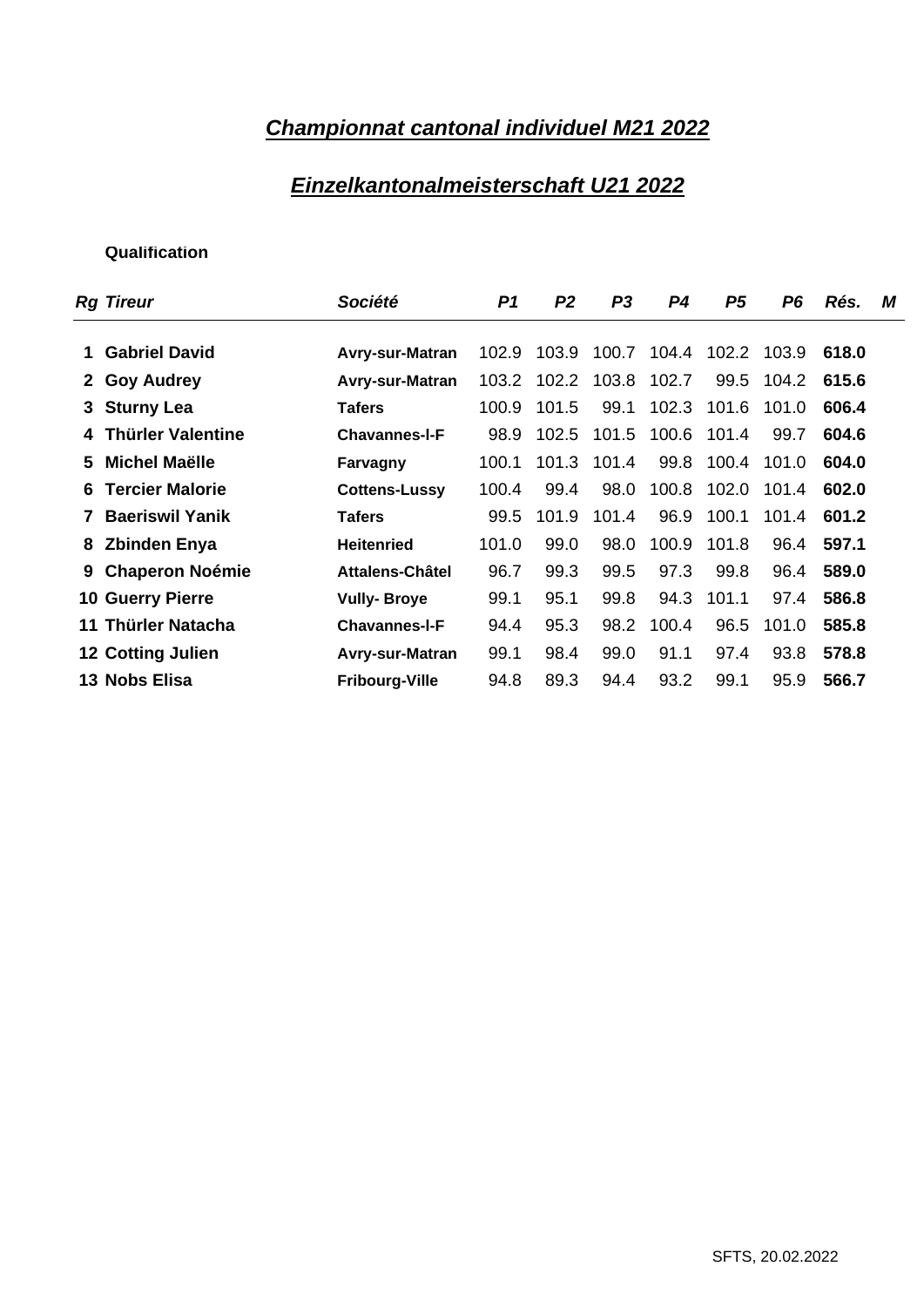# *Championnat cantonal individuel M21 2022*

# *Einzelkantonalmeisterschaft U21 2022*

**Qualification**

| *Rg* | *Tireur* | *Société* | *P1* | *P2* | *P3* | *P4* | *P5* | *P6* | *Rés.* | *M* |
|---|---|---|---|---|---|---|---|---|---|---|
| **1** | **Gabriel David** | **Avry-sur-Matran** | 102.9 | 103.9 | 100.7 | 104.4 | 102.2 | 103.9 | **618.0** | |
| **2** | **Goy Audrey** | **Avry-sur-Matran** | 103.2 | 102.2 | 103.8 | 102.7 | 99.5 | 104.2 | **615.6** | |
| **3** | **Sturny Lea** | **Tafers** | 100.9 | 101.5 | 99.1 | 102.3 | 101.6 | 101.0 | **606.4** | |
| **4** | **Thürler Valentine** | **Chavannes-l-F** | 98.9 | 102.5 | 101.5 | 100.6 | 101.4 | 99.7 | **604.6** | |
| **5** | **Michel Maëlle** | **Farvagny** | 100.1 | 101.3 | 101.4 | 99.8 | 100.4 | 101.0 | **604.0** | |
| **6** | **Tercier Malorie** | **Cottens-Lussy** | 100.4 | 99.4 | 98.0 | 100.8 | 102.0 | 101.4 | **602.0** | |
| **7** | **Baeriswil Yanik** | **Tafers** | 99.5 | 101.9 | 101.4 | 96.9 | 100.1 | 101.4 | **601.2** | |
| **8** | **Zbinden Enya** | **Heitenried** | 101.0 | 99.0 | 98.0 | 100.9 | 101.8 | 96.4 | **597.1** | |
| **9** | **Chaperon Noémie** | **Attalens-Châtel** | 96.7 | 99.3 | 99.5 | 97.3 | 99.8 | 96.4 | **589.0** | |
| **10** | **Guerry Pierre** | **Vully- Broye** | 99.1 | 95.1 | 99.8 | 94.3 | 101.1 | 97.4 | **586.8** | |
| **11** | **Thürler Natacha** | **Chavannes-l-F** | 94.4 | 95.3 | 98.2 | 100.4 | 96.5 | 101.0 | **585.8** | |
| **12** | **Cotting Julien** | **Avry-sur-Matran** | 99.1 | 98.4 | 99.0 | 91.1 | 97.4 | 93.8 | **578.8** | |
| **13** | **Nobs Elisa** | **Fribourg-Ville** | 94.8 | 89.3 | 94.4 | 93.2 | 99.1 | 95.9 | **566.7** | |

SFTS, 20.02.2022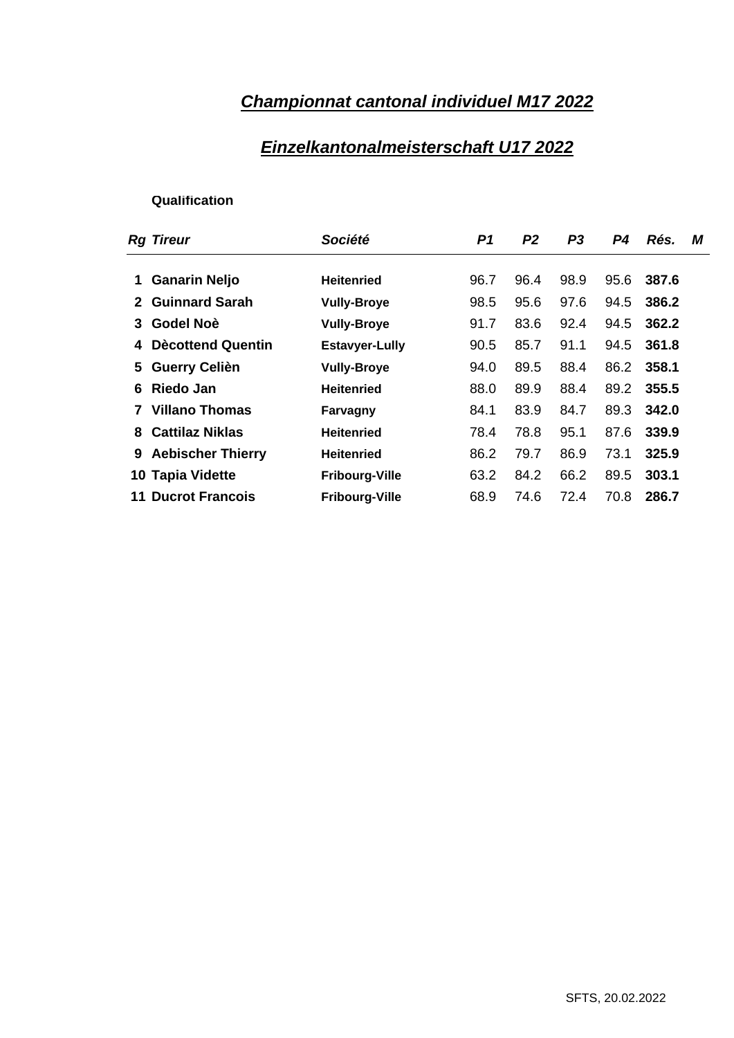## ***Championnat cantonal individuel M17 2022***

## ***Einzelkantonalmeisterschaft U17 2022***

**Qualification**

| *Rg* | *Tireur* | *Société* | *P1* | *P2* | *P3* | *P4* | *Rés.* | *M* |
|---|---|---|---|---|---|---|---|---|
| **1** | **Ganarin Neljo** | **Heitenried** | 96.7 | 96.4 | 98.9 | 95.6 | **387.6** | |
| **2** | **Guinnard Sarah** | **Vully-Broye** | 98.5 | 95.6 | 97.6 | 94.5 | **386.2** | |
| **3** | **Godel Noè** | **Vully-Broye** | 91.7 | 83.6 | 92.4 | 94.5 | **362.2** | |
| **4** | **Dècottend Quentin** | **Estavyer-Lully** | 90.5 | 85.7 | 91.1 | 94.5 | **361.8** | |
| **5** | **Guerry Celièn** | **Vully-Broye** | 94.0 | 89.5 | 88.4 | 86.2 | **358.1** | |
| **6** | **Riedo Jan** | **Heitenried** | 88.0 | 89.9 | 88.4 | 89.2 | **355.5** | |
| **7** | **Villano Thomas** | **Farvagny** | 84.1 | 83.9 | 84.7 | 89.3 | **342.0** | |
| **8** | **Cattilaz Niklas** | **Heitenried** | 78.4 | 78.8 | 95.1 | 87.6 | **339.9** | |
| **9** | **Aebischer Thierry** | **Heitenried** | 86.2 | 79.7 | 86.9 | 73.1 | **325.9** | |
| **10** | **Tapia Vidette** | **Fribourg-Ville** | 63.2 | 84.2 | 66.2 | 89.5 | **303.1** | |
| **11** | **Ducrot Francois** | **Fribourg-Ville** | 68.9 | 74.6 | 72.4 | 70.8 | **286.7** | |

SFTS, 20.02.2022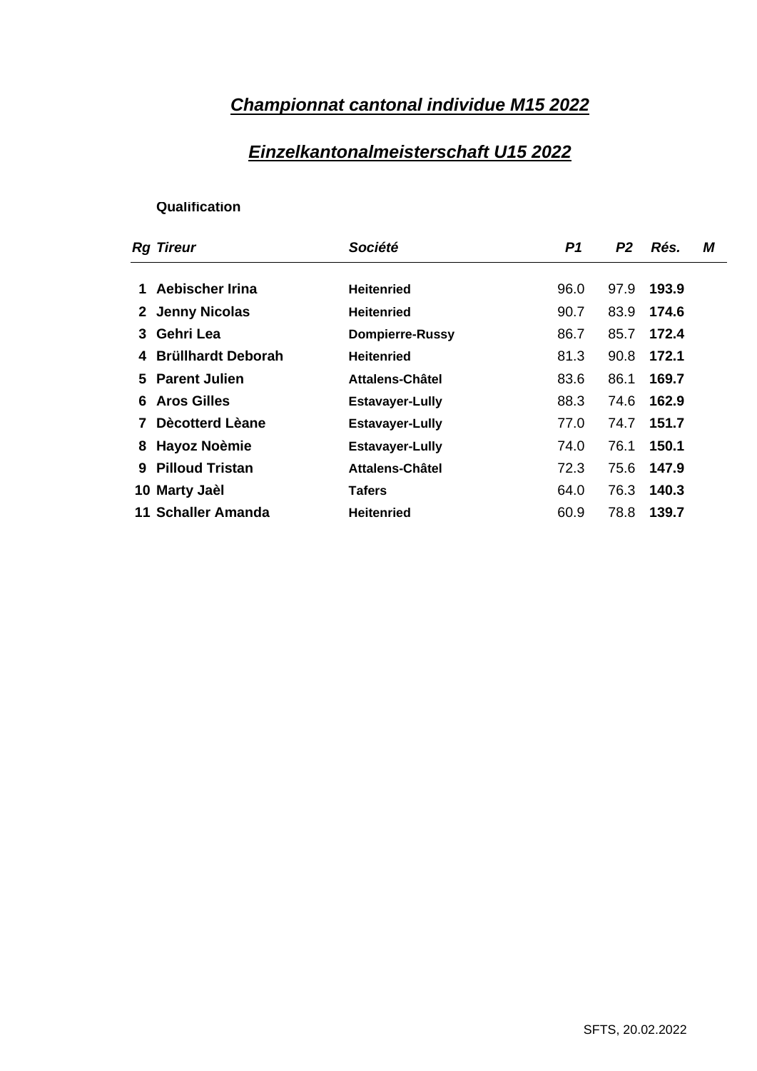# *Championnat cantonal individue M15 2022*

# *Einzelkantonalmeisterschaft U15 2022*

**Qualification**

| *Rg* | *Tireur* | *Société* | *P1* | *P2* | *Rés.* | *M* |
|---|---|---|---|---|---|---|
| 1 | **Aebischer Irina** | **Heitenried** | 96.0 | 97.9 | **193.9** | |
| 2 | **Jenny Nicolas** | **Heitenried** | 90.7 | 83.9 | **174.6** | |
| 3 | **Gehri Lea** | **Dompierre-Russy** | 86.7 | 85.7 | **172.4** | |
| 4 | **Brüllhardt Deborah** | **Heitenried** | 81.3 | 90.8 | **172.1** | |
| 5 | **Parent Julien** | **Attalens-Châtel** | 83.6 | 86.1 | **169.7** | |
| 6 | **Aros Gilles** | **Estavayer-Lully** | 88.3 | 74.6 | **162.9** | |
| 7 | **Dècotterd Lèane** | **Estavayer-Lully** | 77.0 | 74.7 | **151.7** | |
| 8 | **Hayoz Noèmie** | **Estavayer-Lully** | 74.0 | 76.1 | **150.1** | |
| 9 | **Pilloud Tristan** | **Attalens-Châtel** | 72.3 | 75.6 | **147.9** | |
| 10 | **Marty Jaèl** | **Tafers** | 64.0 | 76.3 | **140.3** | |
| 11 | **Schaller Amanda** | **Heitenried** | 60.9 | 78.8 | **139.7** | |

SFTS, 20.02.2022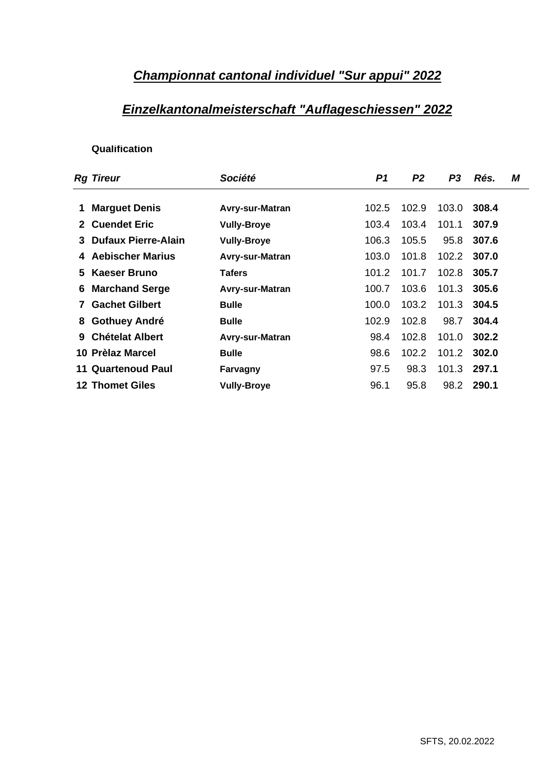# *Championnat cantonal individuel "Sur appui" 2022*

# *Einzelkantonalmeisterschaft "Auflageschiessen" 2022*

**Qualification**

| *Rg* | *Tireur* | *Société* | *P1* | *P2* | *P3* | *Rés.* | *M* |
|---|---|---|---|---|---|---|---|
| **1** | **Marguet Denis** | **Avry-sur-Matran** | 102.5 | 102.9 | 103.0 | **308.4** | |
| **2** | **Cuendet Eric** | **Vully-Broye** | 103.4 | 103.4 | 101.1 | **307.9** | |
| **3** | **Dufaux Pierre-Alain** | **Vully-Broye** | 106.3 | 105.5 | 95.8 | **307.6** | |
| **4** | **Aebischer Marius** | **Avry-sur-Matran** | 103.0 | 101.8 | 102.2 | **307.0** | |
| **5** | **Kaeser Bruno** | **Tafers** | 101.2 | 101.7 | 102.8 | **305.7** | |
| **6** | **Marchand Serge** | **Avry-sur-Matran** | 100.7 | 103.6 | 101.3 | **305.6** | |
| **7** | **Gachet Gilbert** | **Bulle** | 100.0 | 103.2 | 101.3 | **304.5** | |
| **8** | **Gothuey André** | **Bulle** | 102.9 | 102.8 | 98.7 | **304.4** | |
| **9** | **Chételat Albert** | **Avry-sur-Matran** | 98.4 | 102.8 | 101.0 | **302.2** | |
| **10** | **Prèlaz Marcel** | **Bulle** | 98.6 | 102.2 | 101.2 | **302.0** | |
| **11** | **Quartenoud Paul** | **Farvagny** | 97.5 | 98.3 | 101.3 | **297.1** | |
| **12** | **Thomet Giles** | **Vully-Broye** | 96.1 | 95.8 | 98.2 | **290.1** | |

SFTS, 20.02.2022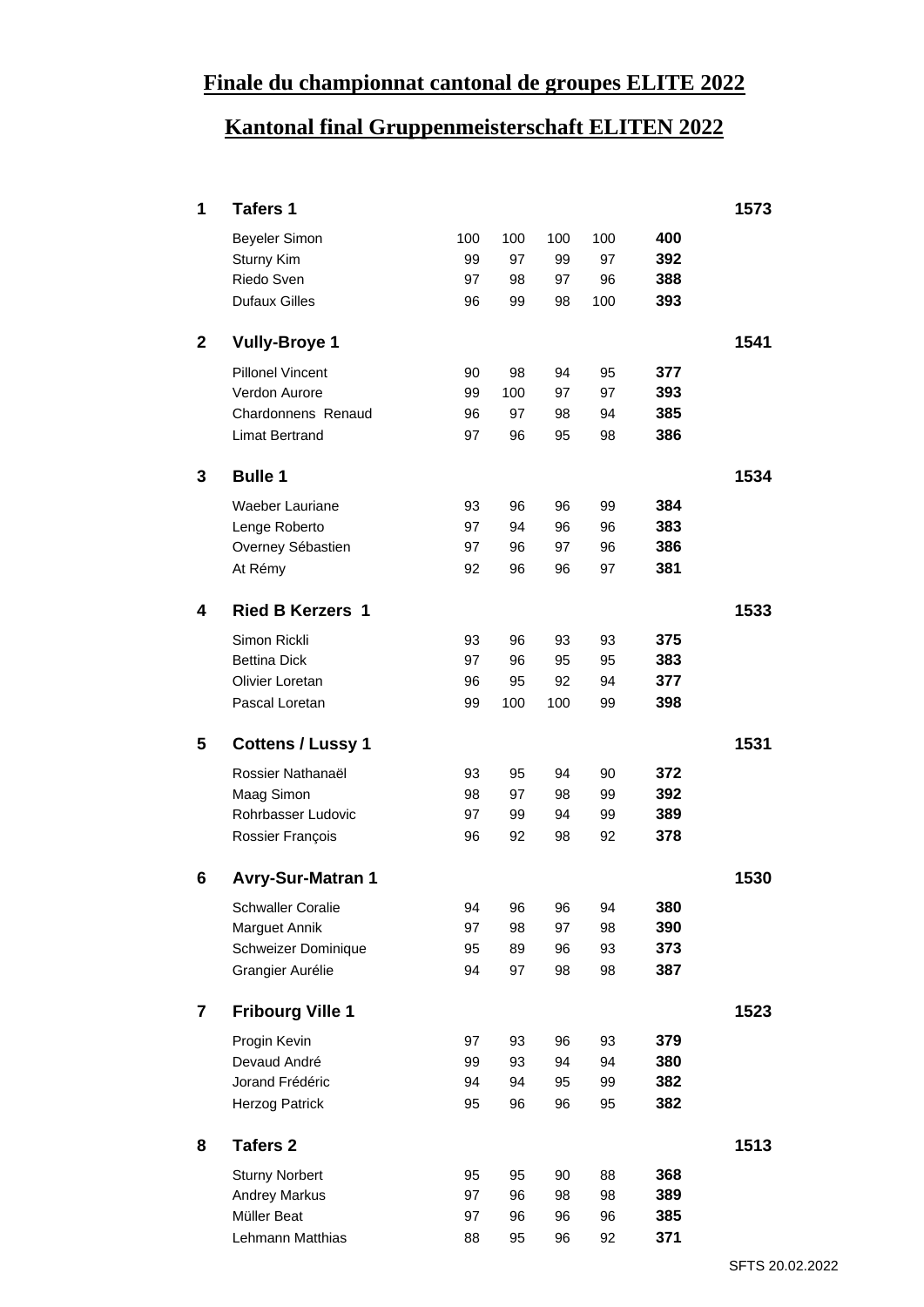# Finale du championnat cantonal de groupes ELITE 2022

# Kantonal final Gruppenmeisterschaft ELITEN 2022

| Rang | Groupe / Tireur | | | | | Total | Total groupe |
|---|---|---|---|---|---|---|---|
| **1** | **Tafers 1** | | | | | | **1573** |
| | Beyeler Simon | 100 | 100 | 100 | 100 | **400** | |
| | Sturny Kim | 99 | 97 | 99 | 97 | **392** | |
| | Riedo Sven | 97 | 98 | 97 | 96 | **388** | |
| | Dufaux Gilles | 96 | 99 | 98 | 100 | **393** | |
| **2** | **Vully-Broye 1** | | | | | | **1541** |
| | Pillonel Vincent | 90 | 98 | 94 | 95 | **377** | |
| | Verdon Aurore | 99 | 100 | 97 | 97 | **393** | |
| | Chardonnens Renaud | 96 | 97 | 98 | 94 | **385** | |
| | Limat Bertrand | 97 | 96 | 95 | 98 | **386** | |
| **3** | **Bulle 1** | | | | | | **1534** |
| | Waeber Lauriane | 93 | 96 | 96 | 99 | **384** | |
| | Lenge Roberto | 97 | 94 | 96 | 96 | **383** | |
| | Overney Sébastien | 97 | 96 | 97 | 96 | **386** | |
| | At Rémy | 92 | 96 | 96 | 97 | **381** | |
| **4** | **Ried B Kerzers 1** | | | | | | **1533** |
| | Simon Rickli | 93 | 96 | 93 | 93 | **375** | |
| | Bettina Dick | 97 | 96 | 95 | 95 | **383** | |
| | Olivier Loretan | 96 | 95 | 92 | 94 | **377** | |
| | Pascal Loretan | 99 | 100 | 100 | 99 | **398** | |
| **5** | **Cottens / Lussy 1** | | | | | | **1531** |
| | Rossier Nathanaël | 93 | 95 | 94 | 90 | **372** | |
| | Maag Simon | 98 | 97 | 98 | 99 | **392** | |
| | Rohrbasser Ludovic | 97 | 99 | 94 | 99 | **389** | |
| | Rossier François | 96 | 92 | 98 | 92 | **378** | |
| **6** | **Avry-Sur-Matran 1** | | | | | | **1530** |
| | Schwaller Coralie | 94 | 96 | 96 | 94 | **380** | |
| | Marguet Annik | 97 | 98 | 97 | 98 | **390** | |
| | Schweizer Dominique | 95 | 89 | 96 | 93 | **373** | |
| | Grangier Aurélie | 94 | 97 | 98 | 98 | **387** | |
| **7** | **Fribourg Ville 1** | | | | | | **1523** |
| | Progin Kevin | 97 | 93 | 96 | 93 | **379** | |
| | Devaud André | 99 | 93 | 94 | 94 | **380** | |
| | Jorand Frédéric | 94 | 94 | 95 | 99 | **382** | |
| | Herzog Patrick | 95 | 96 | 96 | 95 | **382** | |
| **8** | **Tafers 2** | | | | | | **1513** |
| | Sturny Norbert | 95 | 95 | 90 | 88 | **368** | |
| | Andrey Markus | 97 | 96 | 98 | 98 | **389** | |
| | Müller Beat | 97 | 96 | 96 | 96 | **385** | |
| | Lehmann Matthias | 88 | 95 | 96 | 92 | **371** | |

SFTS 20.02.2022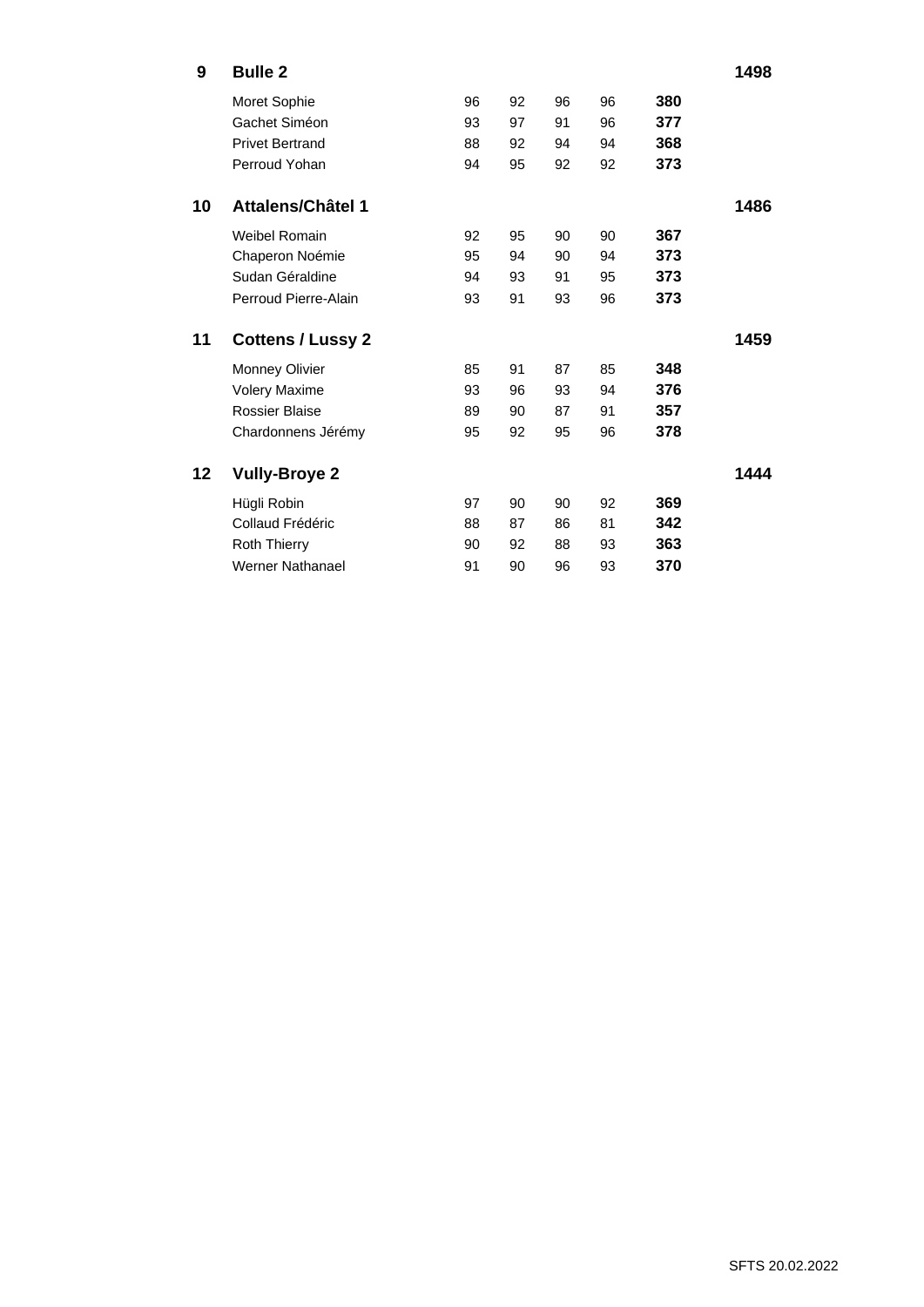| Rang | Équipe / Nom | | | | | | Total |
|---|---|---|---|---|---|---|---|
| **9** | **Bulle 2** | | | | | | **1498** |
| | Moret Sophie | 96 | 92 | 96 | 96 | **380** | |
| | Gachet Siméon | 93 | 97 | 91 | 96 | **377** | |
| | Privet Bertrand | 88 | 92 | 94 | 94 | **368** | |
| | Perroud Yohan | 94 | 95 | 92 | 92 | **373** | |
| **10** | **Attalens/Châtel 1** | | | | | | **1486** |
| | Weibel Romain | 92 | 95 | 90 | 90 | **367** | |
| | Chaperon Noémie | 95 | 94 | 90 | 94 | **373** | |
| | Sudan Géraldine | 94 | 93 | 91 | 95 | **373** | |
| | Perroud Pierre-Alain | 93 | 91 | 93 | 96 | **373** | |
| **11** | **Cottens / Lussy 2** | | | | | | **1459** |
| | Monney Olivier | 85 | 91 | 87 | 85 | **348** | |
| | Volery Maxime | 93 | 96 | 93 | 94 | **376** | |
| | Rossier Blaise | 89 | 90 | 87 | 91 | **357** | |
| | Chardonnens Jérémy | 95 | 92 | 95 | 96 | **378** | |
| **12** | **Vully-Broye 2** | | | | | | **1444** |
| | Hügli Robin | 97 | 90 | 90 | 92 | **369** | |
| | Collaud Frédéric | 88 | 87 | 86 | 81 | **342** | |
| | Roth Thierry | 90 | 92 | 88 | 93 | **363** | |
| | Werner Nathanael | 91 | 90 | 96 | 93 | **370** | |

SFTS 20.02.2022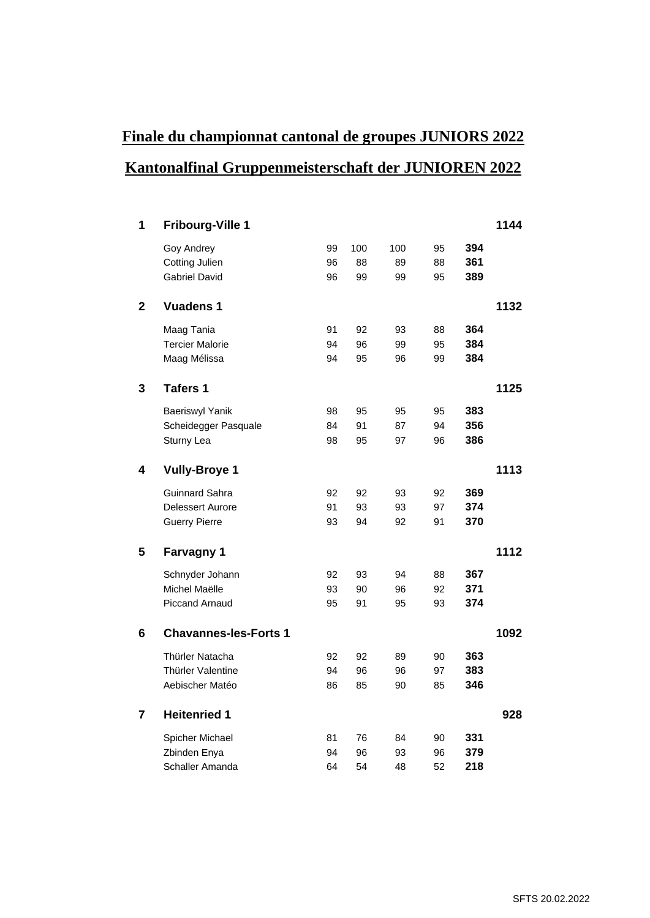# Finale du championnat cantonal de groupes JUNIORS 2022

# Kantonalfinal Gruppenmeisterschaft der JUNIOREN 2022

| Rang | Groupe / Nom | | | | | Total | Groupe |
|---|---|---|---|---|---|---|---|
| **1** | **Fribourg-Ville 1** | | | | | | **1144** |
| | Goy Andrey | 99 | 100 | 100 | 95 | **394** | |
| | Cotting Julien | 96 | 88 | 89 | 88 | **361** | |
| | Gabriel David | 96 | 99 | 99 | 95 | **389** | |
| **2** | **Vuadens 1** | | | | | | **1132** |
| | Maag Tania | 91 | 92 | 93 | 88 | **364** | |
| | Tercier Malorie | 94 | 96 | 99 | 95 | **384** | |
| | Maag Mélissa | 94 | 95 | 96 | 99 | **384** | |
| **3** | **Tafers 1** | | | | | | **1125** |
| | Baeriswyl Yanik | 98 | 95 | 95 | 95 | **383** | |
| | Scheidegger Pasquale | 84 | 91 | 87 | 94 | **356** | |
| | Sturny Lea | 98 | 95 | 97 | 96 | **386** | |
| **4** | **Vully-Broye 1** | | | | | | **1113** |
| | Guinnard Sahra | 92 | 92 | 93 | 92 | **369** | |
| | Delessert Aurore | 91 | 93 | 93 | 97 | **374** | |
| | Guerry Pierre | 93 | 94 | 92 | 91 | **370** | |
| **5** | **Farvagny 1** | | | | | | **1112** |
| | Schnyder Johann | 92 | 93 | 94 | 88 | **367** | |
| | Michel Maëlle | 93 | 90 | 96 | 92 | **371** | |
| | Piccand Arnaud | 95 | 91 | 95 | 93 | **374** | |
| **6** | **Chavannes-les-Forts 1** | | | | | | **1092** |
| | Thürler Natacha | 92 | 92 | 89 | 90 | **363** | |
| | Thürler Valentine | 94 | 96 | 96 | 97 | **383** | |
| | Aebischer Matéo | 86 | 85 | 90 | 85 | **346** | |
| **7** | **Heitenried 1** | | | | | | **928** |
| | Spicher Michael | 81 | 76 | 84 | 90 | **331** | |
| | Zbinden Enya | 94 | 96 | 93 | 96 | **379** | |
| | Schaller Amanda | 64 | 54 | 48 | 52 | **218** | |

SFTS 20.02.2022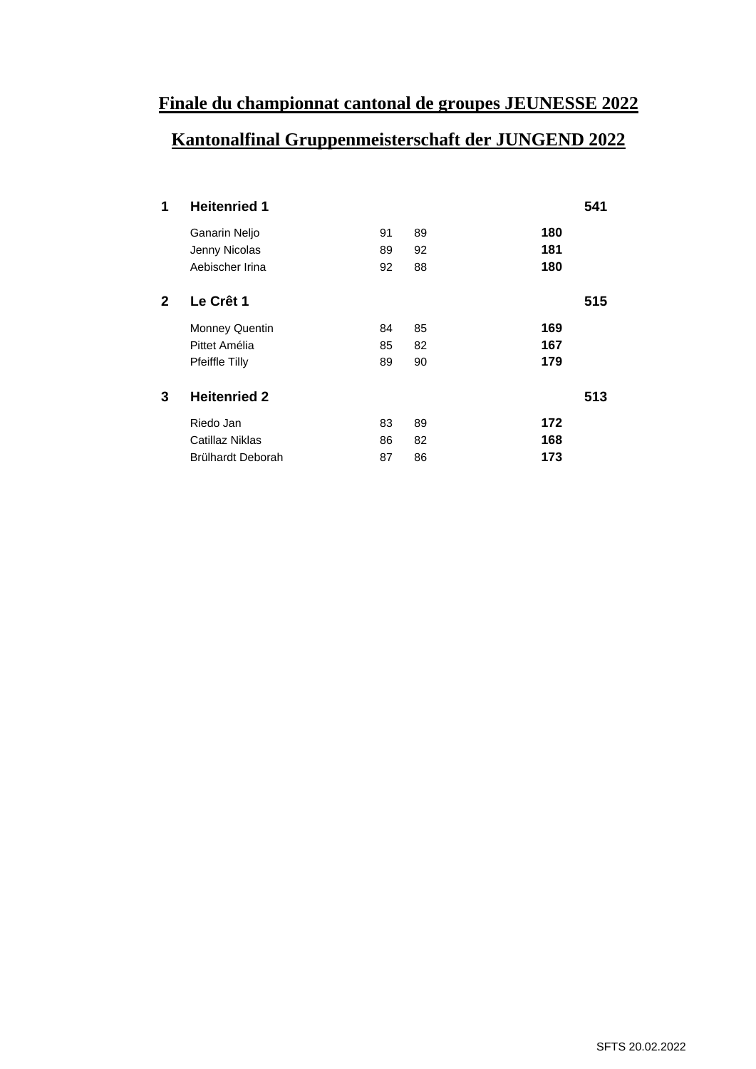# Finale du championnat cantonal de groupes JEUNESSE 2022

# Kantonalfinal Gruppenmeisterschaft der JUNGEND 2022

| | | | | | |
|---|---|---|---|---|---|
| **1** | **Heitenried 1** | | | | **541** |
| | Ganarin Neljo | 91 | 89 | **180** | |
| | Jenny Nicolas | 89 | 92 | **181** | |
| | Aebischer Irina | 92 | 88 | **180** | |
| **2** | **Le Crêt 1** | | | | **515** |
| | Monney Quentin | 84 | 85 | **169** | |
| | Pittet Amélia | 85 | 82 | **167** | |
| | Pfeiffle Tilly | 89 | 90 | **179** | |
| **3** | **Heitenried 2** | | | | **513** |
| | Riedo Jan | 83 | 89 | **172** | |
| | Catillaz Niklas | 86 | 82 | **168** | |
| | Brülhardt Deborah | 87 | 86 | **173** | |

SFTS 20.02.2022